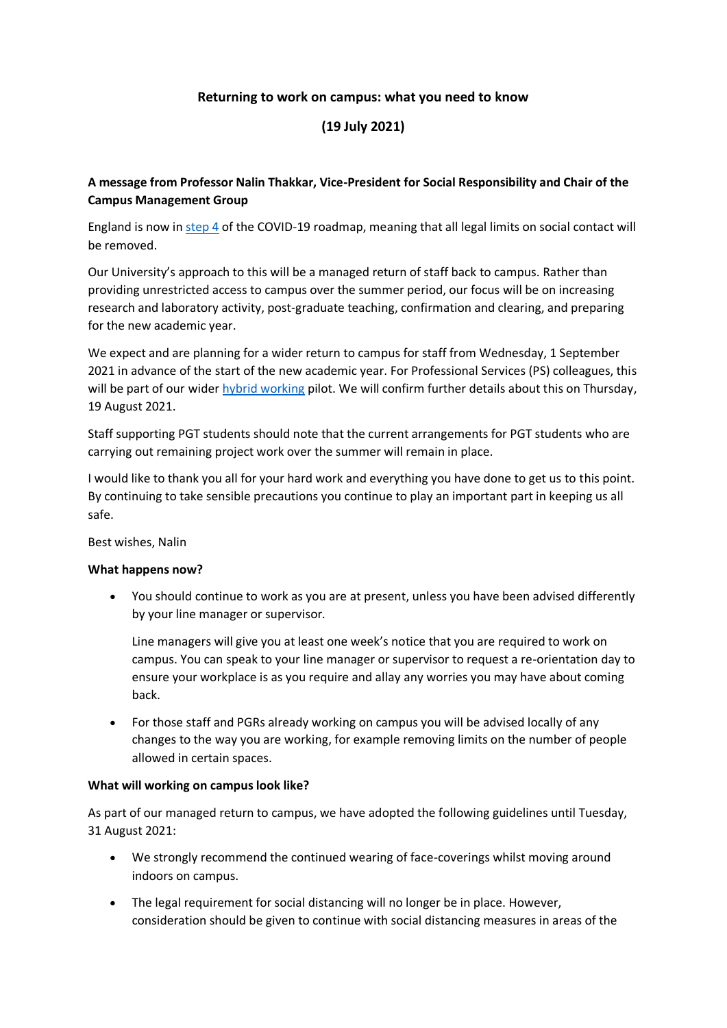# Returning to work on campus: what you need to know

## (19 July 2021)

**A message from Professor Nalin Thakkar, Vice-President for Social Responsibility and Chair of the Campus Management Group**

England is now in step 4 of the COVID-19 roadmap, meaning that all legal limits on social contact will be removed.

Our University's approach to this will be a managed return of staff back to campus. Rather than providing unrestricted access to campus over the summer period, our focus will be on increasing research and laboratory activity, post-graduate teaching, confirmation and clearing, and preparing for the new academic year.

We expect and are planning for a wider return to campus for staff from Wednesday, 1 September 2021 in advance of the start of the new academic year. For Professional Services (PS) colleagues, this will be part of our wider hybrid working pilot. We will confirm further details about this on Thursday, 19 August 2021.

Staff supporting PGT students should note that the current arrangements for PGT students who are carrying out remaining project work over the summer will remain in place.

I would like to thank you all for your hard work and everything you have done to get us to this point. By continuing to take sensible precautions you continue to play an important part in keeping us all safe.

Best wishes, Nalin

**What happens now?**

- You should continue to work as you are at present, unless you have been advised differently by your line manager or supervisor.

  Line managers will give you at least one week's notice that you are required to work on campus. You can speak to your line manager or supervisor to request a re-orientation day to ensure your workplace is as you require and allay any worries you may have about coming back.

- For those staff and PGRs already working on campus you will be advised locally of any changes to the way you are working, for example removing limits on the number of people allowed in certain spaces.

**What will working on campus look like?**

As part of our managed return to campus, we have adopted the following guidelines until Tuesday, 31 August 2021:

- We strongly recommend the continued wearing of face-coverings whilst moving around indoors on campus.
- The legal requirement for social distancing will no longer be in place. However, consideration should be given to continue with social distancing measures in areas of the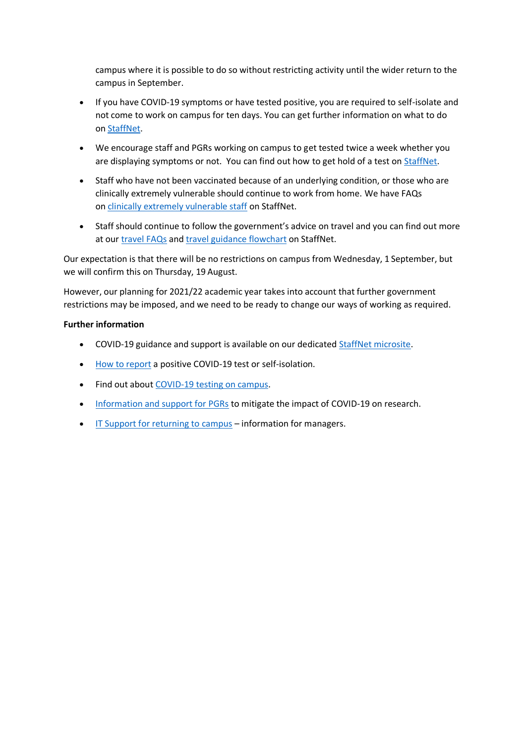campus where it is possible to do so without restricting activity until the wider return to the campus in September.

- If you have COVID-19 symptoms or have tested positive, you are required to self-isolate and not come to work on campus for ten days. You can get further information on what to do on StaffNet.
- We encourage staff and PGRs working on campus to get tested twice a week whether you are displaying symptoms or not. You can find out how to get hold of a test on StaffNet.
- Staff who have not been vaccinated because of an underlying condition, or those who are clinically extremely vulnerable should continue to work from home. We have FAQs on clinically extremely vulnerable staff on StaffNet.
- Staff should continue to follow the government's advice on travel and you can find out more at our travel FAQs and travel guidance flowchart on StaffNet.

Our expectation is that there will be no restrictions on campus from Wednesday, 1 September, but we will confirm this on Thursday, 19 August.

However, our planning for 2021/22 academic year takes into account that further government restrictions may be imposed, and we need to be ready to change our ways of working as required.

**Further information**

- COVID-19 guidance and support is available on our dedicated StaffNet microsite.
- How to report a positive COVID-19 test or self-isolation.
- Find out about COVID-19 testing on campus.
- Information and support for PGRs to mitigate the impact of COVID-19 on research.
- IT Support for returning to campus – information for managers.